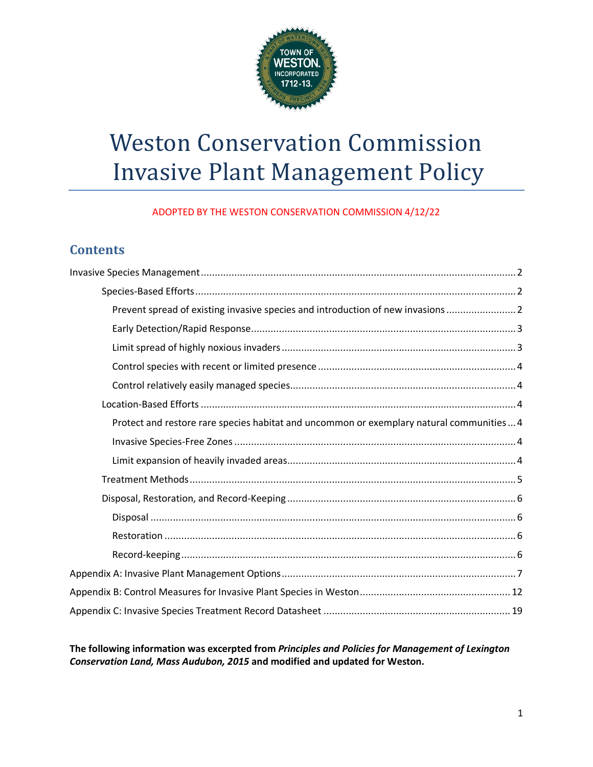# Weston Conservation Commission Invasive Plant Management Policy

ADOPTED BY THE WESTON CONSERVATION COMMISSION 4/12/22

## Contents

- Invasive Species Management ........ 2
  - Species-Based Efforts ........ 2
    - Prevent spread of existing invasive species and introduction of new invasions ........ 2
    - Early Detection/Rapid Response ........ 3
    - Limit spread of highly noxious invaders ........ 3
    - Control species with recent or limited presence ........ 4
    - Control relatively easily managed species ........ 4
  - Location-Based Efforts ........ 4
    - Protect and restore rare species habitat and uncommon or exemplary natural communities ........ 4
    - Invasive Species-Free Zones ........ 4
    - Limit expansion of heavily invaded areas ........ 4
  - Treatment Methods ........ 5
  - Disposal, Restoration, and Record-Keeping ........ 6
    - Disposal ........ 6
    - Restoration ........ 6
    - Record-keeping ........ 6
- Appendix A: Invasive Plant Management Options ........ 7
- Appendix B: Control Measures for Invasive Plant Species in Weston ........ 12
- Appendix C: Invasive Species Treatment Record Datasheet ........ 19

**The following information was excerpted from *Principles and Policies for Management of Lexington Conservation Land, Mass Audubon, 2015* and modified and updated for Weston.**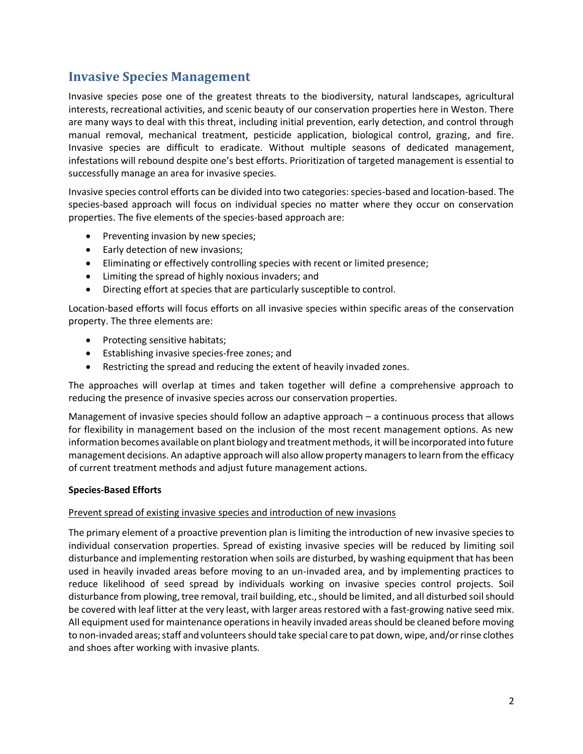## Invasive Species Management

Invasive species pose one of the greatest threats to the biodiversity, natural landscapes, agricultural interests, recreational activities, and scenic beauty of our conservation properties here in Weston. There are many ways to deal with this threat, including initial prevention, early detection, and control through manual removal, mechanical treatment, pesticide application, biological control, grazing, and fire. Invasive species are difficult to eradicate. Without multiple seasons of dedicated management, infestations will rebound despite one's best efforts. Prioritization of targeted management is essential to successfully manage an area for invasive species.

Invasive species control efforts can be divided into two categories: species-based and location-based. The species-based approach will focus on individual species no matter where they occur on conservation properties. The five elements of the species-based approach are:

- Preventing invasion by new species;
- Early detection of new invasions;
- Eliminating or effectively controlling species with recent or limited presence;
- Limiting the spread of highly noxious invaders; and
- Directing effort at species that are particularly susceptible to control.

Location-based efforts will focus efforts on all invasive species within specific areas of the conservation property. The three elements are:

- Protecting sensitive habitats;
- Establishing invasive species-free zones; and
- Restricting the spread and reducing the extent of heavily invaded zones.

The approaches will overlap at times and taken together will define a comprehensive approach to reducing the presence of invasive species across our conservation properties.

Management of invasive species should follow an adaptive approach – a continuous process that allows for flexibility in management based on the inclusion of the most recent management options. As new information becomes available on plant biology and treatment methods, it will be incorporated into future management decisions. An adaptive approach will also allow property managers to learn from the efficacy of current treatment methods and adjust future management actions.

**Species-Based Efforts**

<u>Prevent spread of existing invasive species and introduction of new invasions</u>

The primary element of a proactive prevention plan is limiting the introduction of new invasive species to individual conservation properties. Spread of existing invasive species will be reduced by limiting soil disturbance and implementing restoration when soils are disturbed, by washing equipment that has been used in heavily invaded areas before moving to an un-invaded area, and by implementing practices to reduce likelihood of seed spread by individuals working on invasive species control projects. Soil disturbance from plowing, tree removal, trail building, etc., should be limited, and all disturbed soil should be covered with leaf litter at the very least, with larger areas restored with a fast-growing native seed mix. All equipment used for maintenance operations in heavily invaded areas should be cleaned before moving to non-invaded areas; staff and volunteers should take special care to pat down, wipe, and/or rinse clothes and shoes after working with invasive plants.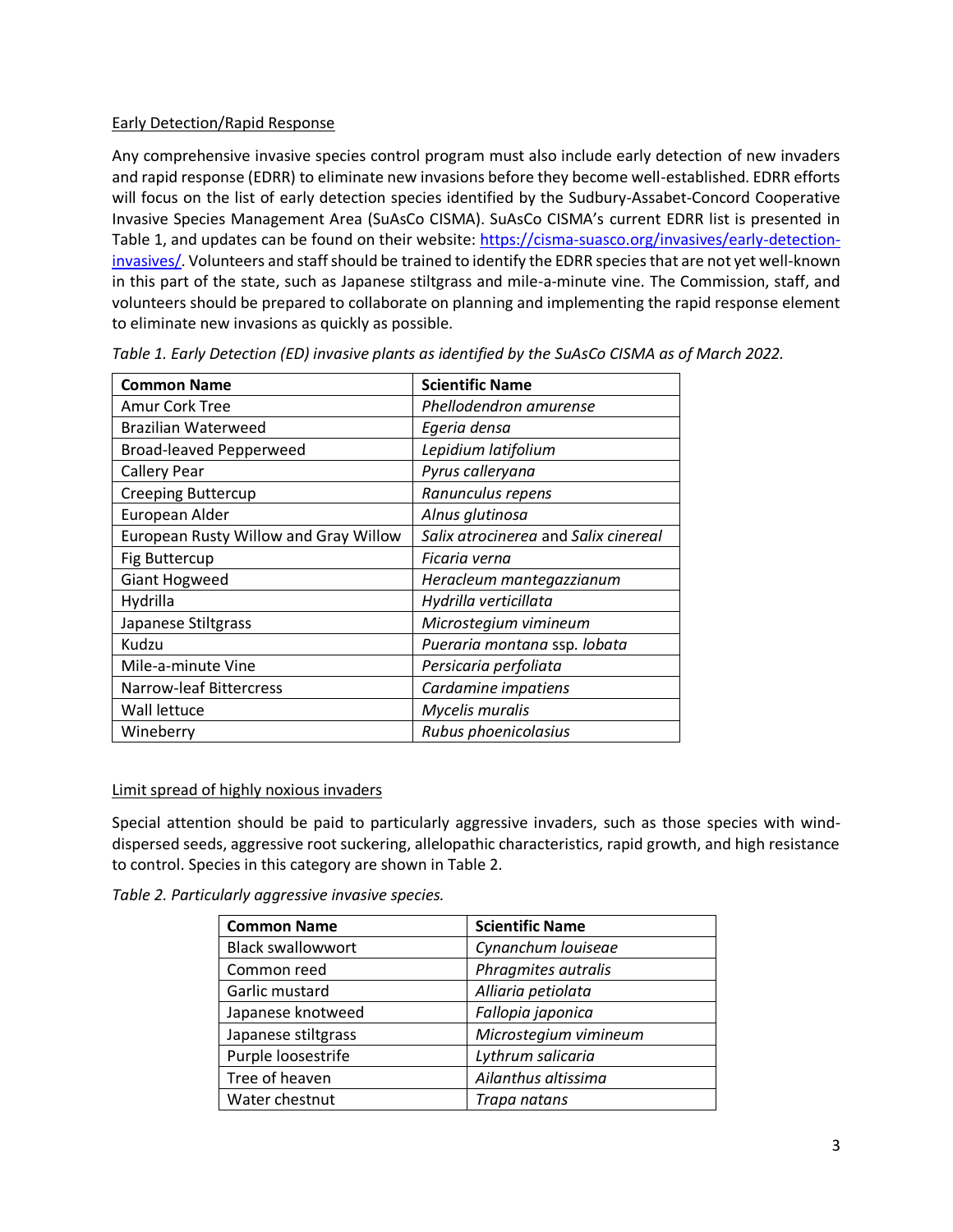Early Detection/Rapid Response

Any comprehensive invasive species control program must also include early detection of new invaders and rapid response (EDRR) to eliminate new invasions before they become well-established. EDRR efforts will focus on the list of early detection species identified by the Sudbury-Assabet-Concord Cooperative Invasive Species Management Area (SuAsCo CISMA). SuAsCo CISMA's current EDRR list is presented in Table 1, and updates can be found on their website: [https://cisma-suasco.org/invasives/early-detection-invasives/](https://cisma-suasco.org/invasives/early-detection-invasives/). Volunteers and staff should be trained to identify the EDRR species that are not yet well-known in this part of the state, such as Japanese stiltgrass and mile-a-minute vine. The Commission, staff, and volunteers should be prepared to collaborate on planning and implementing the rapid response element to eliminate new invasions as quickly as possible.

*Table 1. Early Detection (ED) invasive plants as identified by the SuAsCo CISMA as of March 2022.*

| Common Name | Scientific Name |
|---|---|
| Amur Cork Tree | *Phellodendron amurense* |
| Brazilian Waterweed | *Egeria densa* |
| Broad-leaved Pepperweed | *Lepidium latifolium* |
| Callery Pear | *Pyrus calleryana* |
| Creeping Buttercup | *Ranunculus repens* |
| European Alder | *Alnus glutinosa* |
| European Rusty Willow and Gray Willow | *Salix atrocinerea* and *Salix cinereal* |
| Fig Buttercup | *Ficaria verna* |
| Giant Hogweed | *Heracleum mantegazzianum* |
| Hydrilla | *Hydrilla verticillata* |
| Japanese Stiltgrass | *Microstegium vimineum* |
| Kudzu | *Pueraria montana* ssp. *lobata* |
| Mile-a-minute Vine | *Persicaria perfoliata* |
| Narrow-leaf Bittercress | *Cardamine impatiens* |
| Wall lettuce | *Mycelis muralis* |
| Wineberry | *Rubus phoenicolasius* |

Limit spread of highly noxious invaders

Special attention should be paid to particularly aggressive invaders, such as those species with wind-dispersed seeds, aggressive root suckering, allelopathic characteristics, rapid growth, and high resistance to control. Species in this category are shown in Table 2.

*Table 2. Particularly aggressive invasive species.*

| Common Name | Scientific Name |
|---|---|
| Black swallowwort | *Cynanchum louiseae* |
| Common reed | *Phragmites autralis* |
| Garlic mustard | *Alliaria petiolata* |
| Japanese knotweed | *Fallopia japonica* |
| Japanese stiltgrass | *Microstegium vimineum* |
| Purple loosestrife | *Lythrum salicaria* |
| Tree of heaven | *Ailanthus altissima* |
| Water chestnut | *Trapa natans* |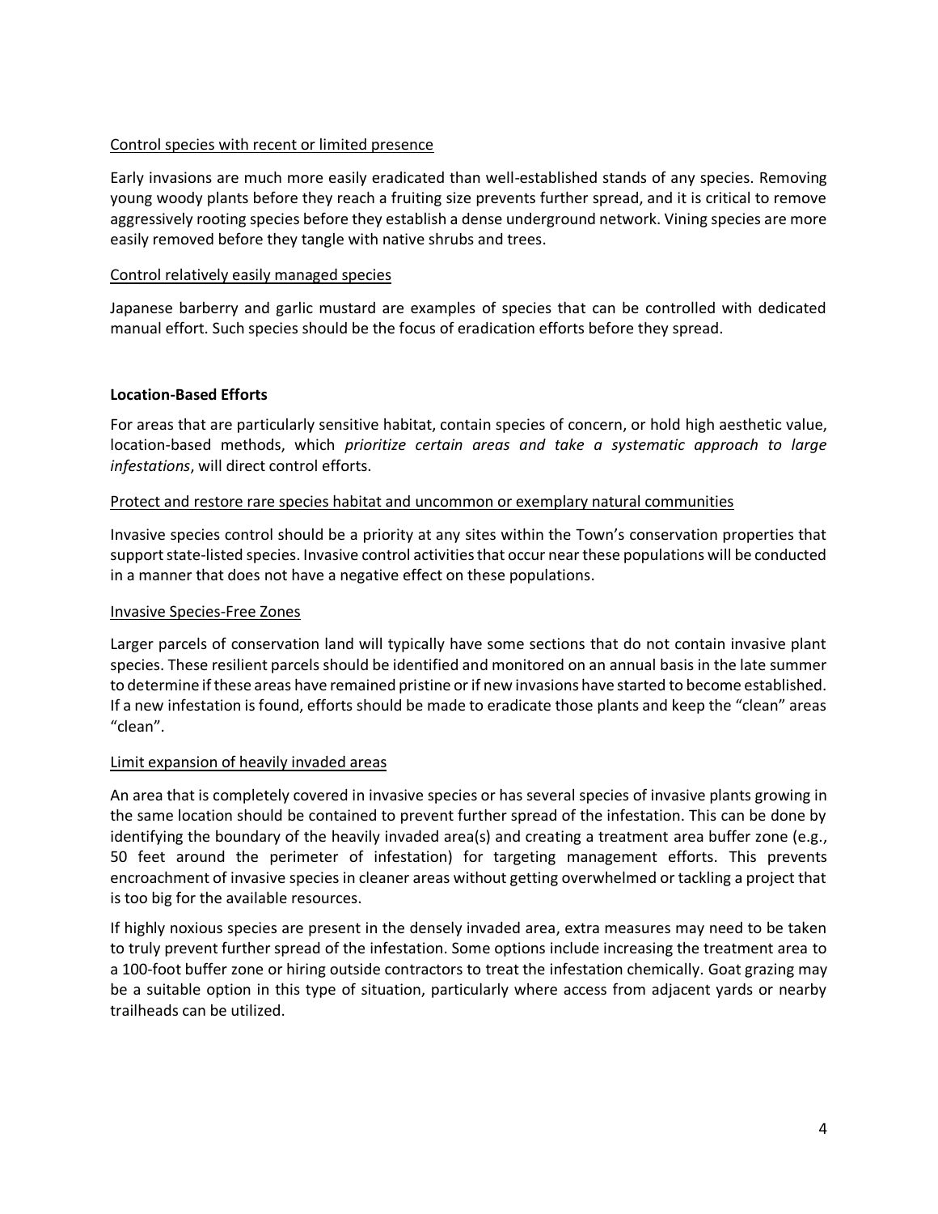Control species with recent or limited presence

Early invasions are much more easily eradicated than well-established stands of any species. Removing young woody plants before they reach a fruiting size prevents further spread, and it is critical to remove aggressively rooting species before they establish a dense underground network. Vining species are more easily removed before they tangle with native shrubs and trees.

Control relatively easily managed species

Japanese barberry and garlic mustard are examples of species that can be controlled with dedicated manual effort. Such species should be the focus of eradication efforts before they spread.

**Location-Based Efforts**

For areas that are particularly sensitive habitat, contain species of concern, or hold high aesthetic value, location-based methods, which *prioritize certain areas and take a systematic approach to large infestations*, will direct control efforts.

Protect and restore rare species habitat and uncommon or exemplary natural communities

Invasive species control should be a priority at any sites within the Town's conservation properties that support state-listed species. Invasive control activities that occur near these populations will be conducted in a manner that does not have a negative effect on these populations.

Invasive Species-Free Zones

Larger parcels of conservation land will typically have some sections that do not contain invasive plant species. These resilient parcels should be identified and monitored on an annual basis in the late summer to determine if these areas have remained pristine or if new invasions have started to become established. If a new infestation is found, efforts should be made to eradicate those plants and keep the "clean" areas "clean".

Limit expansion of heavily invaded areas

An area that is completely covered in invasive species or has several species of invasive plants growing in the same location should be contained to prevent further spread of the infestation. This can be done by identifying the boundary of the heavily invaded area(s) and creating a treatment area buffer zone (e.g., 50 feet around the perimeter of infestation) for targeting management efforts. This prevents encroachment of invasive species in cleaner areas without getting overwhelmed or tackling a project that is too big for the available resources.

If highly noxious species are present in the densely invaded area, extra measures may need to be taken to truly prevent further spread of the infestation. Some options include increasing the treatment area to a 100-foot buffer zone or hiring outside contractors to treat the infestation chemically. Goat grazing may be a suitable option in this type of situation, particularly where access from adjacent yards or nearby trailheads can be utilized.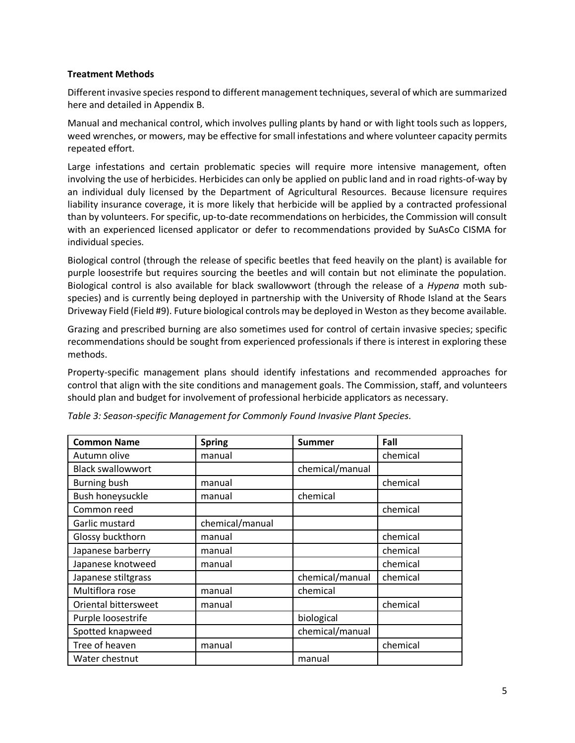**Treatment Methods**

Different invasive species respond to different management techniques, several of which are summarized here and detailed in Appendix B.

Manual and mechanical control, which involves pulling plants by hand or with light tools such as loppers, weed wrenches, or mowers, may be effective for small infestations and where volunteer capacity permits repeated effort.

Large infestations and certain problematic species will require more intensive management, often involving the use of herbicides. Herbicides can only be applied on public land and in road rights-of-way by an individual duly licensed by the Department of Agricultural Resources. Because licensure requires liability insurance coverage, it is more likely that herbicide will be applied by a contracted professional than by volunteers. For specific, up-to-date recommendations on herbicides, the Commission will consult with an experienced licensed applicator or defer to recommendations provided by SuAsCo CISMA for individual species.

Biological control (through the release of specific beetles that feed heavily on the plant) is available for purple loosestrife but requires sourcing the beetles and will contain but not eliminate the population. Biological control is also available for black swallowwort (through the release of a *Hypena* moth sub-species) and is currently being deployed in partnership with the University of Rhode Island at the Sears Driveway Field (Field #9). Future biological controls may be deployed in Weston as they become available.

Grazing and prescribed burning are also sometimes used for control of certain invasive species; specific recommendations should be sought from experienced professionals if there is interest in exploring these methods.

Property-specific management plans should identify infestations and recommended approaches for control that align with the site conditions and management goals. The Commission, staff, and volunteers should plan and budget for involvement of professional herbicide applicators as necessary.

*Table 3: Season-specific Management for Commonly Found Invasive Plant Species.*

| Common Name | Spring | Summer | Fall |
|---|---|---|---|
| Autumn olive | manual | | chemical |
| Black swallowwort | | chemical/manual | |
| Burning bush | manual | | chemical |
| Bush honeysuckle | manual | chemical | |
| Common reed | | | chemical |
| Garlic mustard | chemical/manual | | |
| Glossy buckthorn | manual | | chemical |
| Japanese barberry | manual | | chemical |
| Japanese knotweed | manual | | chemical |
| Japanese stiltgrass | | chemical/manual | chemical |
| Multiflora rose | manual | chemical | |
| Oriental bittersweet | manual | | chemical |
| Purple loosestrife | | biological | |
| Spotted knapweed | | chemical/manual | |
| Tree of heaven | manual | | chemical |
| Water chestnut | | manual | |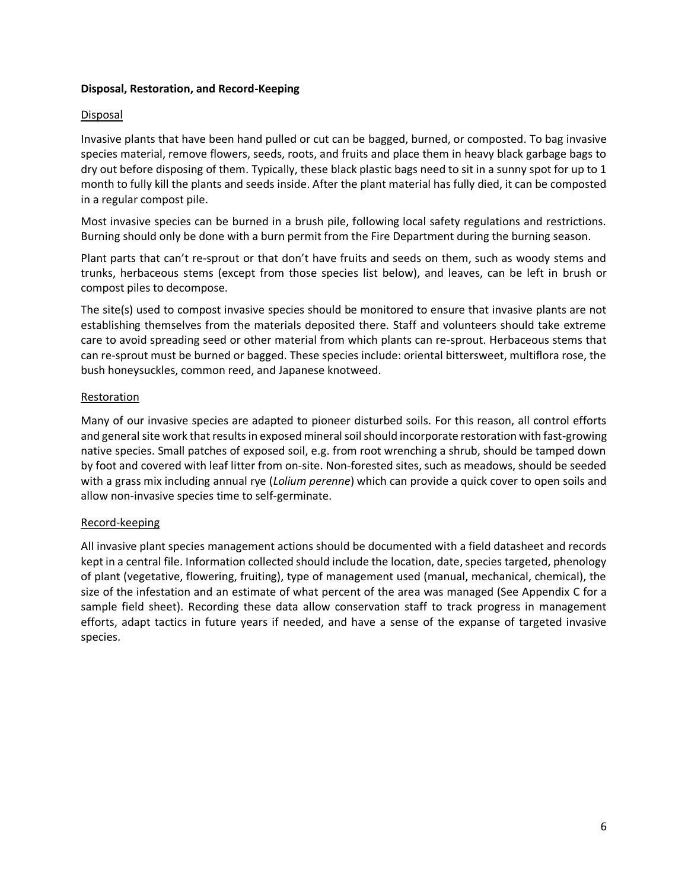**Disposal, Restoration, and Record-Keeping**

Disposal

Invasive plants that have been hand pulled or cut can be bagged, burned, or composted. To bag invasive species material, remove flowers, seeds, roots, and fruits and place them in heavy black garbage bags to dry out before disposing of them. Typically, these black plastic bags need to sit in a sunny spot for up to 1 month to fully kill the plants and seeds inside. After the plant material has fully died, it can be composted in a regular compost pile.

Most invasive species can be burned in a brush pile, following local safety regulations and restrictions. Burning should only be done with a burn permit from the Fire Department during the burning season.

Plant parts that can't re-sprout or that don't have fruits and seeds on them, such as woody stems and trunks, herbaceous stems (except from those species list below), and leaves, can be left in brush or compost piles to decompose.

The site(s) used to compost invasive species should be monitored to ensure that invasive plants are not establishing themselves from the materials deposited there. Staff and volunteers should take extreme care to avoid spreading seed or other material from which plants can re-sprout. Herbaceous stems that can re-sprout must be burned or bagged. These species include: oriental bittersweet, multiflora rose, the bush honeysuckles, common reed, and Japanese knotweed.

Restoration

Many of our invasive species are adapted to pioneer disturbed soils. For this reason, all control efforts and general site work that results in exposed mineral soil should incorporate restoration with fast-growing native species. Small patches of exposed soil, e.g. from root wrenching a shrub, should be tamped down by foot and covered with leaf litter from on-site. Non-forested sites, such as meadows, should be seeded with a grass mix including annual rye (*Lolium perenne*) which can provide a quick cover to open soils and allow non-invasive species time to self-germinate.

Record-keeping

All invasive plant species management actions should be documented with a field datasheet and records kept in a central file. Information collected should include the location, date, species targeted, phenology of plant (vegetative, flowering, fruiting), type of management used (manual, mechanical, chemical), the size of the infestation and an estimate of what percent of the area was managed (See Appendix C for a sample field sheet). Recording these data allow conservation staff to track progress in management efforts, adapt tactics in future years if needed, and have a sense of the expanse of targeted invasive species.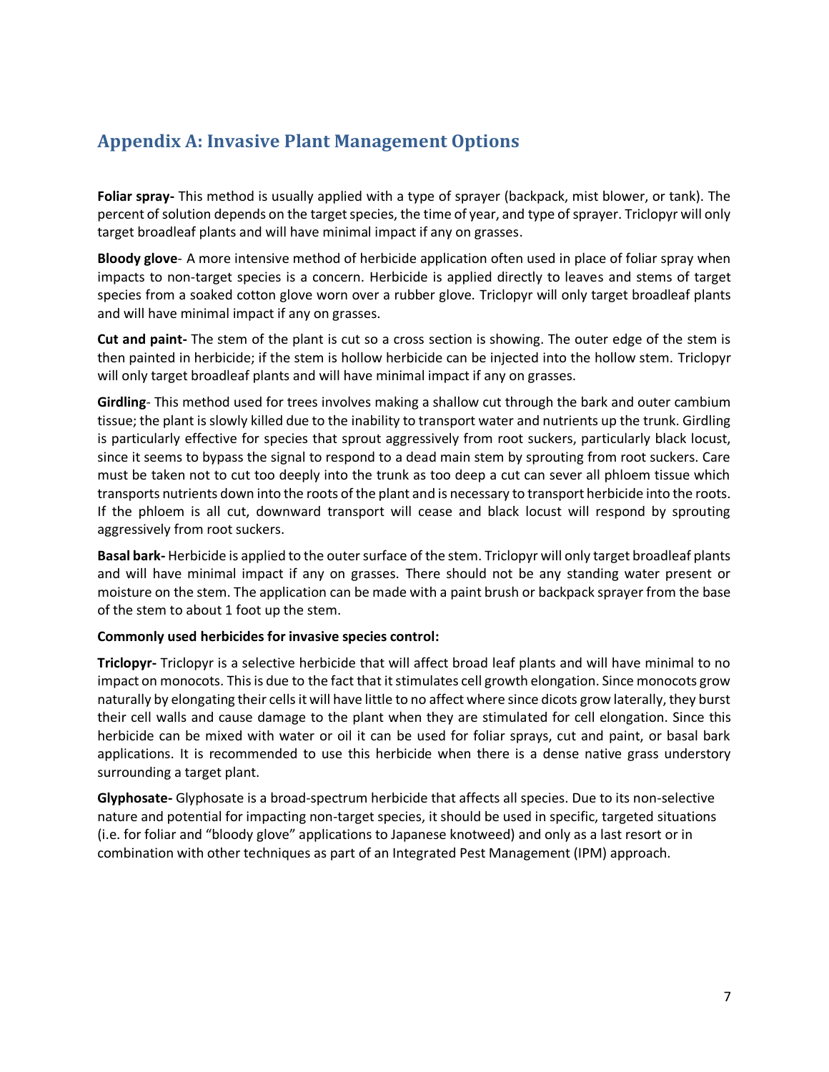## Appendix A: Invasive Plant Management Options

**Foliar spray-** This method is usually applied with a type of sprayer (backpack, mist blower, or tank). The percent of solution depends on the target species, the time of year, and type of sprayer. Triclopyr will only target broadleaf plants and will have minimal impact if any on grasses.

**Bloody glove**- A more intensive method of herbicide application often used in place of foliar spray when impacts to non-target species is a concern. Herbicide is applied directly to leaves and stems of target species from a soaked cotton glove worn over a rubber glove. Triclopyr will only target broadleaf plants and will have minimal impact if any on grasses.

**Cut and paint-** The stem of the plant is cut so a cross section is showing. The outer edge of the stem is then painted in herbicide; if the stem is hollow herbicide can be injected into the hollow stem. Triclopyr will only target broadleaf plants and will have minimal impact if any on grasses.

**Girdling**- This method used for trees involves making a shallow cut through the bark and outer cambium tissue; the plant is slowly killed due to the inability to transport water and nutrients up the trunk. Girdling is particularly effective for species that sprout aggressively from root suckers, particularly black locust, since it seems to bypass the signal to respond to a dead main stem by sprouting from root suckers. Care must be taken not to cut too deeply into the trunk as too deep a cut can sever all phloem tissue which transports nutrients down into the roots of the plant and is necessary to transport herbicide into the roots. If the phloem is all cut, downward transport will cease and black locust will respond by sprouting aggressively from root suckers.

**Basal bark-** Herbicide is applied to the outer surface of the stem. Triclopyr will only target broadleaf plants and will have minimal impact if any on grasses. There should not be any standing water present or moisture on the stem. The application can be made with a paint brush or backpack sprayer from the base of the stem to about 1 foot up the stem.

**Commonly used herbicides for invasive species control:**

**Triclopyr-** Triclopyr is a selective herbicide that will affect broad leaf plants and will have minimal to no impact on monocots. This is due to the fact that it stimulates cell growth elongation. Since monocots grow naturally by elongating their cells it will have little to no affect where since dicots grow laterally, they burst their cell walls and cause damage to the plant when they are stimulated for cell elongation. Since this herbicide can be mixed with water or oil it can be used for foliar sprays, cut and paint, or basal bark applications. It is recommended to use this herbicide when there is a dense native grass understory surrounding a target plant.

**Glyphosate-** Glyphosate is a broad-spectrum herbicide that affects all species. Due to its non-selective nature and potential for impacting non-target species, it should be used in specific, targeted situations (i.e. for foliar and "bloody glove" applications to Japanese knotweed) and only as a last resort or in combination with other techniques as part of an Integrated Pest Management (IPM) approach.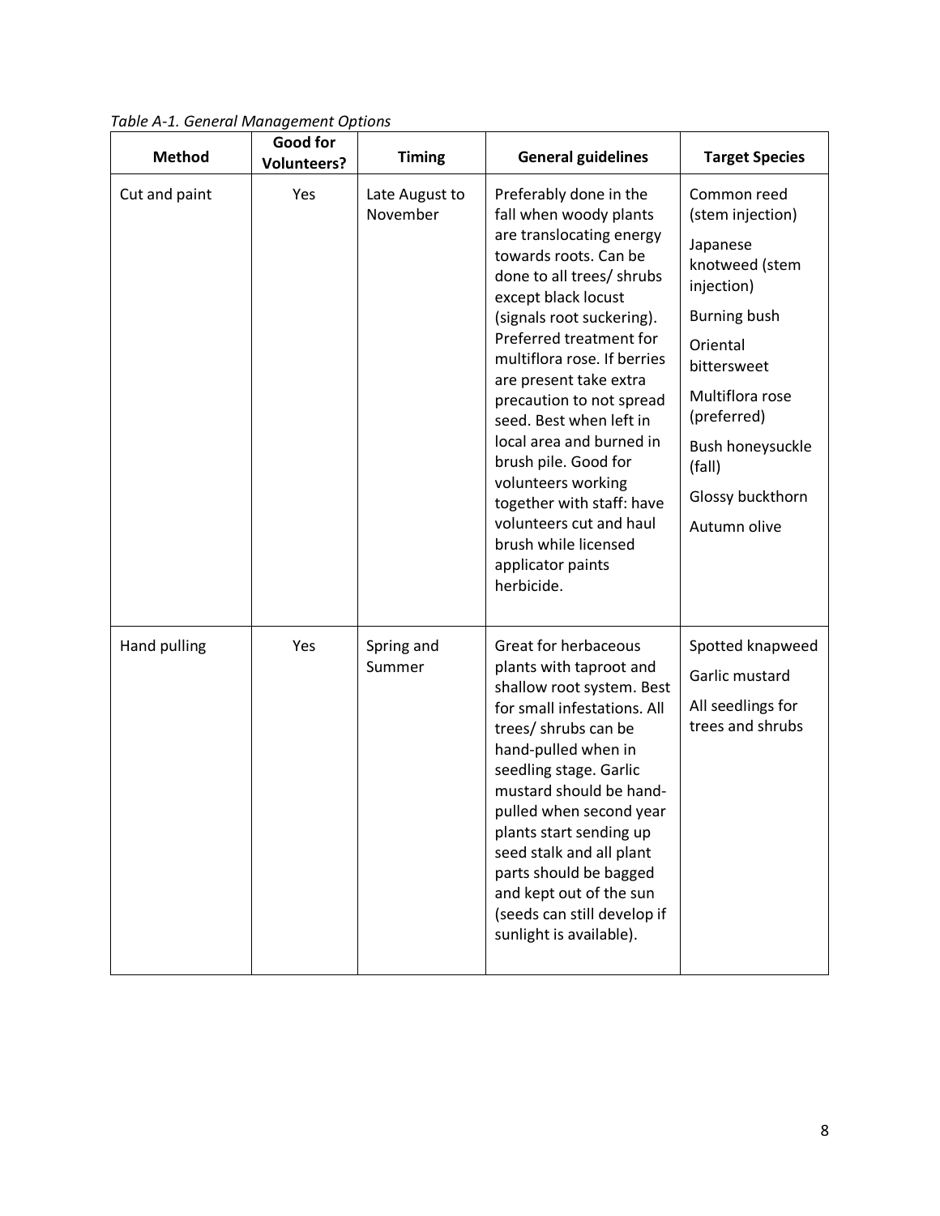*Table A-1. General Management Options*

| Method | Good for Volunteers? | Timing | General guidelines | Target Species |
|---|---|---|---|---|
| Cut and paint | Yes | Late August to November | Preferably done in the fall when woody plants are translocating energy towards roots. Can be done to all trees/ shrubs except black locust (signals root suckering). Preferred treatment for multiflora rose. If berries are present take extra precaution to not spread seed. Best when left in local area and burned in brush pile. Good for volunteers working together with staff: have volunteers cut and haul brush while licensed applicator paints herbicide. | Common reed (stem injection)<br>Japanese knotweed (stem injection)<br>Burning bush<br>Oriental bittersweet<br>Multiflora rose (preferred)<br>Bush honeysuckle (fall)<br>Glossy buckthorn<br>Autumn olive |
| Hand pulling | Yes | Spring and Summer | Great for herbaceous plants with taproot and shallow root system. Best for small infestations. All trees/ shrubs can be hand-pulled when in seedling stage. Garlic mustard should be hand-pulled when second year plants start sending up seed stalk and all plant parts should be bagged and kept out of the sun (seeds can still develop if sunlight is available). | Spotted knapweed<br>Garlic mustard<br>All seedlings for trees and shrubs |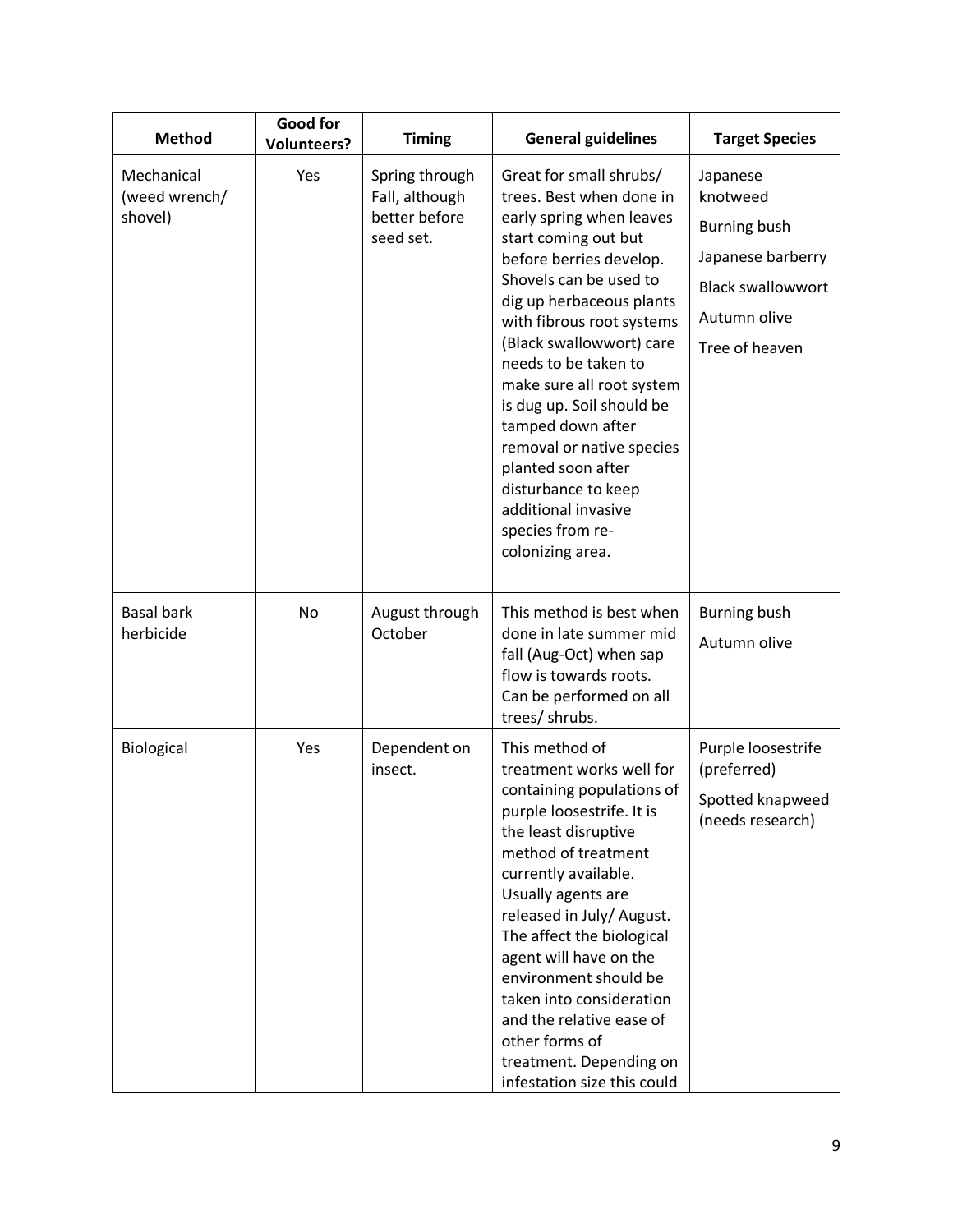| Method | Good for Volunteers? | Timing | General guidelines | Target Species |
|---|---|---|---|---|
| Mechanical (weed wrench/ shovel) | Yes | Spring through Fall, although better before seed set. | Great for small shrubs/ trees. Best when done in early spring when leaves start coming out but before berries develop. Shovels can be used to dig up herbaceous plants with fibrous root systems (Black swallowwort) care needs to be taken to make sure all root system is dug up. Soil should be tamped down after removal or native species planted soon after disturbance to keep additional invasive species from re-colonizing area. | Japanese knotweed<br>Burning bush<br>Japanese barberry<br>Black swallowwort<br>Autumn olive<br>Tree of heaven |
| Basal bark herbicide | No | August through October | This method is best when done in late summer mid fall (Aug-Oct) when sap flow is towards roots. Can be performed on all trees/ shrubs. | Burning bush<br>Autumn olive |
| Biological | Yes | Dependent on insect. | This method of treatment works well for containing populations of purple loosestrife. It is the least disruptive method of treatment currently available. Usually agents are released in July/ August. The affect the biological agent will have on the environment should be taken into consideration and the relative ease of other forms of treatment. Depending on infestation size this could | Purple loosestrife (preferred)<br>Spotted knapweed (needs research) |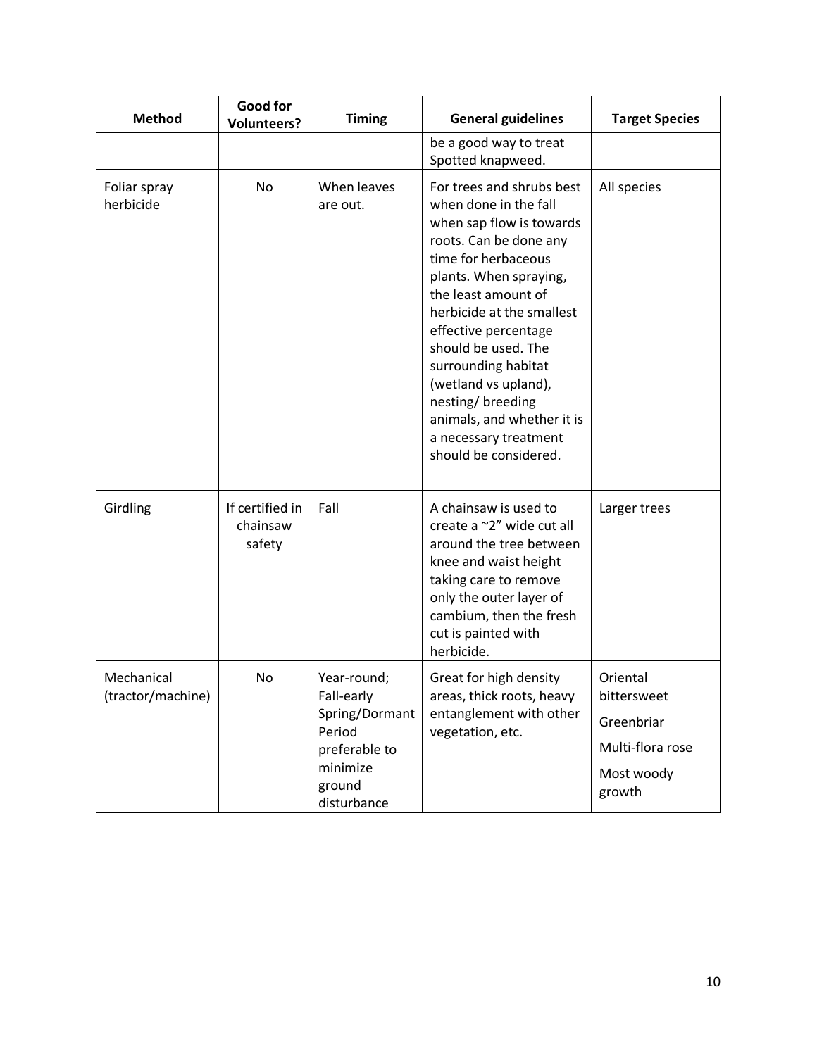| Method | Good for Volunteers? | Timing | General guidelines | Target Species |
|---|---|---|---|---|
| | | | be a good way to treat Spotted knapweed. | |
| Foliar spray herbicide | No | When leaves are out. | For trees and shrubs best when done in the fall when sap flow is towards roots. Can be done any time for herbaceous plants. When spraying, the least amount of herbicide at the smallest effective percentage should be used. The surrounding habitat (wetland vs upland), nesting/ breeding animals, and whether it is a necessary treatment should be considered. | All species |
| Girdling | If certified in chainsaw safety | Fall | A chainsaw is used to create a ~2" wide cut all around the tree between knee and waist height taking care to remove only the outer layer of cambium, then the fresh cut is painted with herbicide. | Larger trees |
| Mechanical (tractor/machine) | No | Year-round; Fall-early Spring/Dormant Period preferable to minimize ground disturbance | Great for high density areas, thick roots, heavy entanglement with other vegetation, etc. | Oriental bittersweet<br>Greenbriar<br>Multi-flora rose<br>Most woody growth |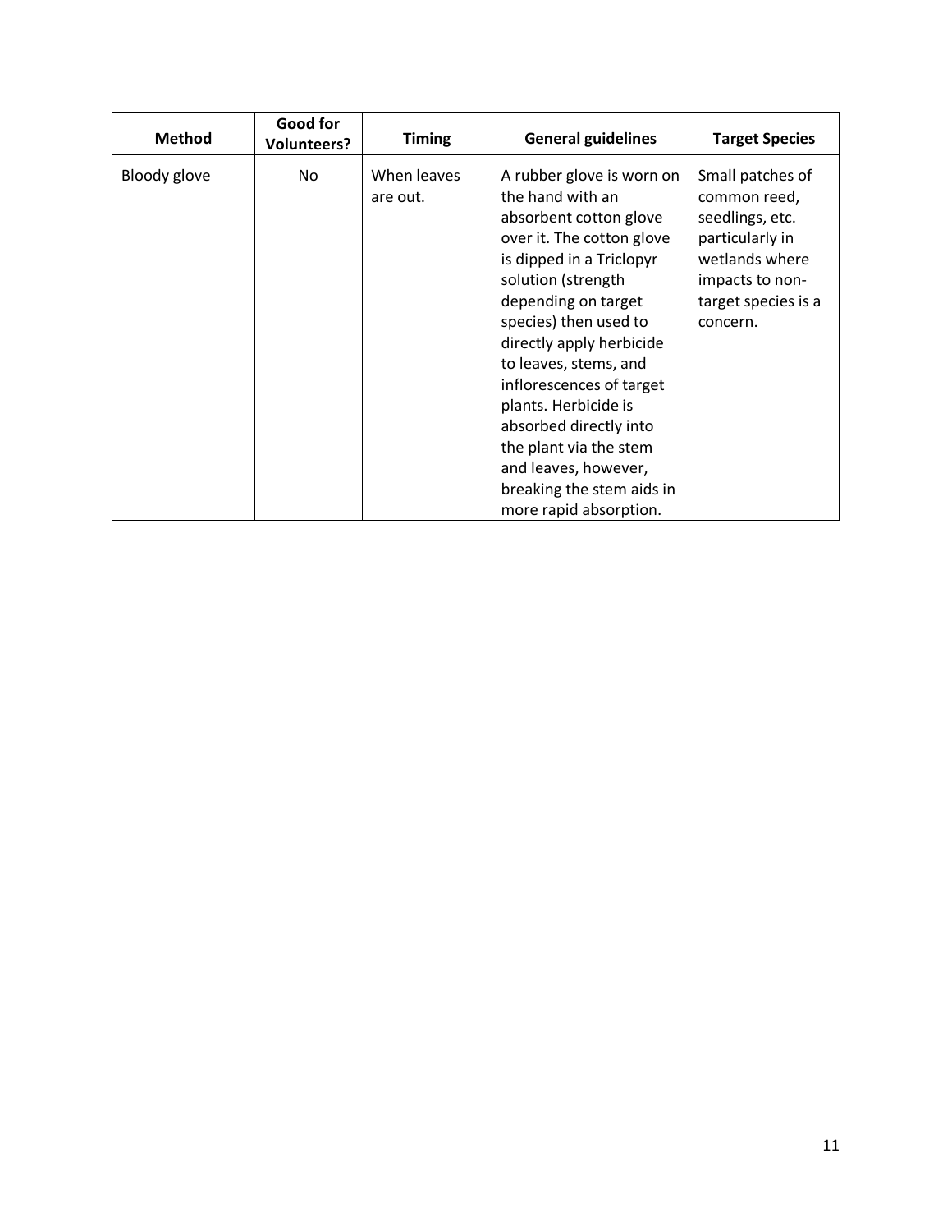| Method | Good for Volunteers? | Timing | General guidelines | Target Species |
| --- | --- | --- | --- | --- |
| Bloody glove | No | When leaves are out. | A rubber glove is worn on the hand with an absorbent cotton glove over it. The cotton glove is dipped in a Triclopyr solution (strength depending on target species) then used to directly apply herbicide to leaves, stems, and inflorescences of target plants. Herbicide is absorbed directly into the plant via the stem and leaves, however, breaking the stem aids in more rapid absorption. | Small patches of common reed, seedlings, etc. particularly in wetlands where impacts to non-target species is a concern. |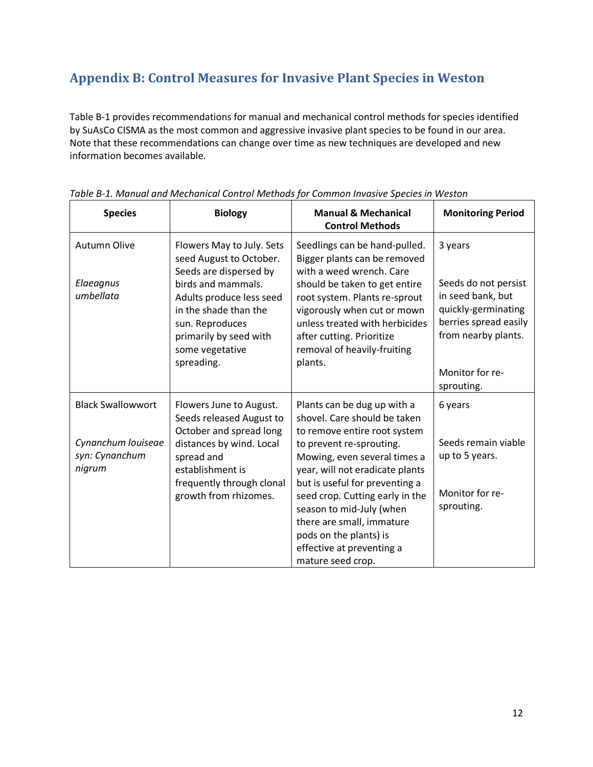## Appendix B: Control Measures for Invasive Plant Species in Weston

Table B-1 provides recommendations for manual and mechanical control methods for species identified by SuAsCo CISMA as the most common and aggressive invasive plant species to be found in our area. Note that these recommendations can change over time as new techniques are developed and new information becomes available.

*Table B-1. Manual and Mechanical Control Methods for Common Invasive Species in Weston*

| Species | Biology | Manual & Mechanical Control Methods | Monitoring Period |
|---|---|---|---|
| Autumn Olive<br><br>*Elaeagnus umbellata* | Flowers May to July. Sets seed August to October. Seeds are dispersed by birds and mammals. Adults produce less seed in the shade than the sun. Reproduces primarily by seed with some vegetative spreading. | Seedlings can be hand-pulled. Bigger plants can be removed with a weed wrench. Care should be taken to get entire root system. Plants re-sprout vigorously when cut or mown unless treated with herbicides after cutting. Prioritize removal of heavily-fruiting plants. | 3 years<br><br>Seeds do not persist in seed bank, but quickly-germinating berries spread easily from nearby plants.<br><br>Monitor for re-sprouting. |
| Black Swallowwort<br><br>*Cynanchum louiseae syn: Cynanchum nigrum* | Flowers June to August. Seeds released August to October and spread long distances by wind. Local spread and establishment is frequently through clonal growth from rhizomes. | Plants can be dug up with a shovel. Care should be taken to remove entire root system to prevent re-sprouting. Mowing, even several times a year, will not eradicate plants but is useful for preventing a seed crop. Cutting early in the season to mid-July (when there are small, immature pods on the plants) is effective at preventing a mature seed crop. | 6 years<br><br>Seeds remain viable up to 5 years.<br><br>Monitor for re-sprouting. |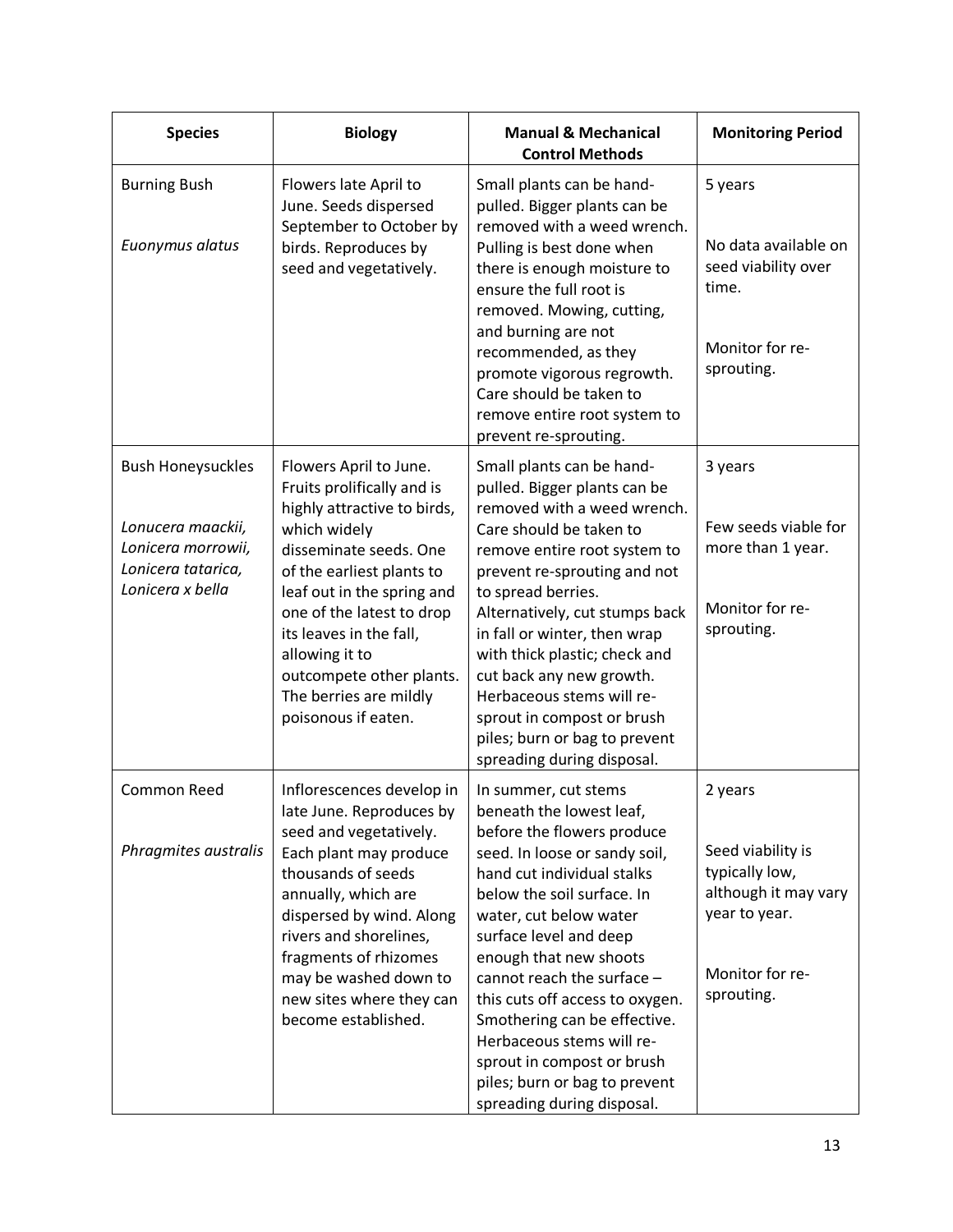| Species | Biology | Manual & Mechanical Control Methods | Monitoring Period |
|---|---|---|---|
| Burning Bush<br><br>*Euonymus alatus* | Flowers late April to June. Seeds dispersed September to October by birds. Reproduces by seed and vegetatively. | Small plants can be hand-pulled. Bigger plants can be removed with a weed wrench. Pulling is best done when there is enough moisture to ensure the full root is removed. Mowing, cutting, and burning are not recommended, as they promote vigorous regrowth. Care should be taken to remove entire root system to prevent re-sprouting. | 5 years<br><br>No data available on seed viability over time.<br><br>Monitor for re-sprouting. |
| Bush Honeysuckles<br><br>*Lonucera maackii, Lonicera morrowii, Lonicera tatarica, Lonicera x bella* | Flowers April to June. Fruits prolifically and is highly attractive to birds, which widely disseminate seeds. One of the earliest plants to leaf out in the spring and one of the latest to drop its leaves in the fall, allowing it to outcompete other plants. The berries are mildly poisonous if eaten. | Small plants can be hand-pulled. Bigger plants can be removed with a weed wrench. Care should be taken to remove entire root system to prevent re-sprouting and not to spread berries. Alternatively, cut stumps back in fall or winter, then wrap with thick plastic; check and cut back any new growth. Herbaceous stems will re-sprout in compost or brush piles; burn or bag to prevent spreading during disposal. | 3 years<br><br>Few seeds viable for more than 1 year.<br><br>Monitor for re-sprouting. |
| Common Reed<br><br>*Phragmites australis* | Inflorescences develop in late June. Reproduces by seed and vegetatively. Each plant may produce thousands of seeds annually, which are dispersed by wind. Along rivers and shorelines, fragments of rhizomes may be washed down to new sites where they can become established. | In summer, cut stems beneath the lowest leaf, before the flowers produce seed. In loose or sandy soil, hand cut individual stalks below the soil surface. In water, cut below water surface level and deep enough that new shoots cannot reach the surface – this cuts off access to oxygen. Smothering can be effective. Herbaceous stems will re-sprout in compost or brush piles; burn or bag to prevent spreading during disposal. | 2 years<br><br>Seed viability is typically low, although it may vary year to year.<br><br>Monitor for re-sprouting. |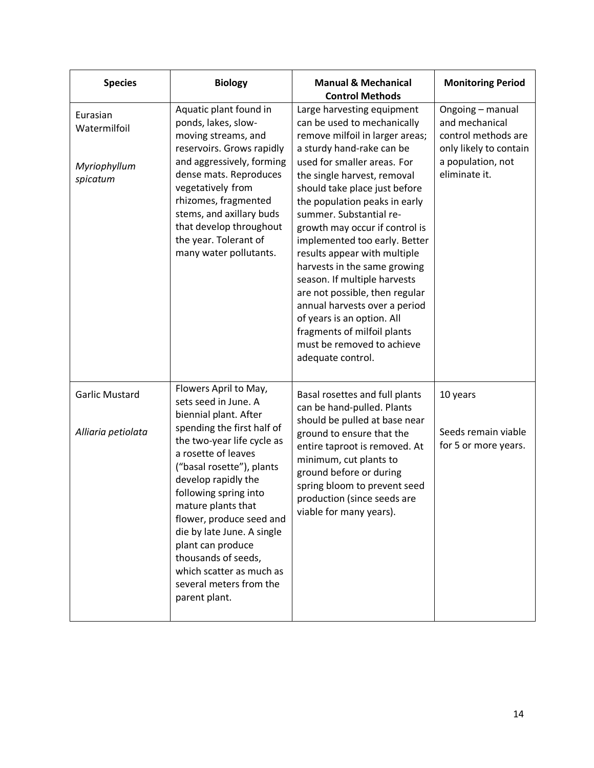| Species | Biology | Manual & Mechanical Control Methods | Monitoring Period |
| --- | --- | --- | --- |
| Eurasian Watermilfoil<br><br>*Myriophyllum spicatum* | Aquatic plant found in ponds, lakes, slow-moving streams, and reservoirs. Grows rapidly and aggressively, forming dense mats. Reproduces vegetatively from rhizomes, fragmented stems, and axillary buds that develop throughout the year. Tolerant of many water pollutants. | Large harvesting equipment can be used to mechanically remove milfoil in larger areas; a sturdy hand-rake can be used for smaller areas. For the single harvest, removal should take place just before the population peaks in early summer. Substantial re-growth may occur if control is implemented too early. Better results appear with multiple harvests in the same growing season. If multiple harvests are not possible, then regular annual harvests over a period of years is an option. All fragments of milfoil plants must be removed to achieve adequate control. | Ongoing – manual and mechanical control methods are only likely to contain a population, not eliminate it. |
| Garlic Mustard<br><br>*Alliaria petiolata* | Flowers April to May, sets seed in June. A biennial plant. After spending the first half of the two-year life cycle as a rosette of leaves ("basal rosette"), plants develop rapidly the following spring into mature plants that flower, produce seed and die by late June. A single plant can produce thousands of seeds, which scatter as much as several meters from the parent plant. | Basal rosettes and full plants can be hand-pulled. Plants should be pulled at base near ground to ensure that the entire taproot is removed. At minimum, cut plants to ground before or during spring bloom to prevent seed production (since seeds are viable for many years). | 10 years<br><br>Seeds remain viable for 5 or more years. |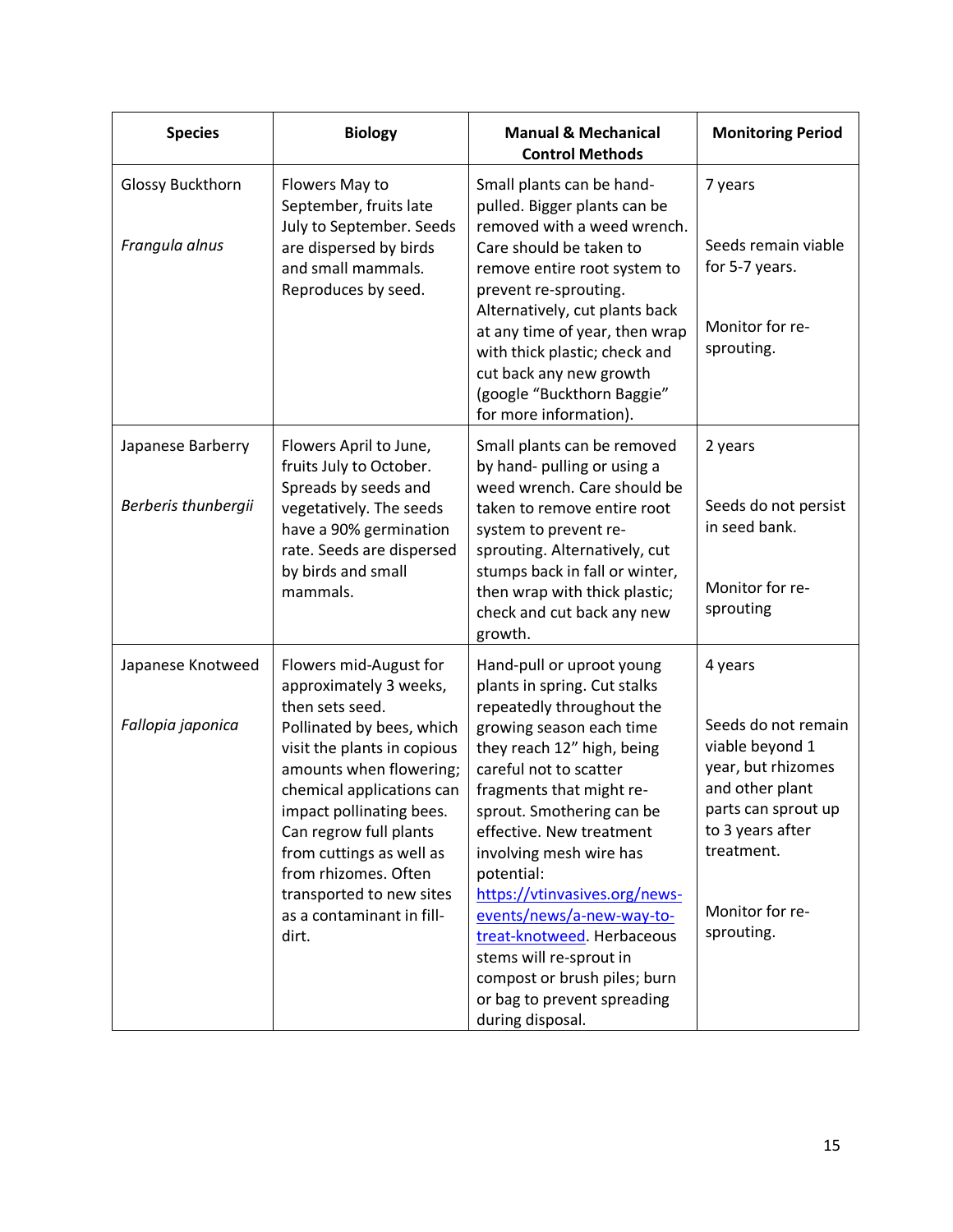| Species | Biology | Manual & Mechanical Control Methods | Monitoring Period |
|---|---|---|---|
| Glossy Buckthorn<br><br>*Frangula alnus* | Flowers May to September, fruits late July to September. Seeds are dispersed by birds and small mammals. Reproduces by seed. | Small plants can be hand-pulled. Bigger plants can be removed with a weed wrench. Care should be taken to remove entire root system to prevent re-sprouting. Alternatively, cut plants back at any time of year, then wrap with thick plastic; check and cut back any new growth (google "Buckthorn Baggie" for more information). | 7 years<br><br>Seeds remain viable for 5-7 years.<br><br>Monitor for re-sprouting. |
| Japanese Barberry<br><br>*Berberis thunbergii* | Flowers April to June, fruits July to October. Spreads by seeds and vegetatively. The seeds have a 90% germination rate. Seeds are dispersed by birds and small mammals. | Small plants can be removed by hand- pulling or using a weed wrench. Care should be taken to remove entire root system to prevent re-sprouting. Alternatively, cut stumps back in fall or winter, then wrap with thick plastic; check and cut back any new growth. | 2 years<br><br>Seeds do not persist in seed bank.<br><br>Monitor for re-sprouting |
| Japanese Knotweed<br><br>*Fallopia japonica* | Flowers mid-August for approximately 3 weeks, then sets seed. Pollinated by bees, which visit the plants in copious amounts when flowering; chemical applications can impact pollinating bees. Can regrow full plants from cuttings as well as from rhizomes. Often transported to new sites as a contaminant in fill-dirt. | Hand-pull or uproot young plants in spring. Cut stalks repeatedly throughout the growing season each time they reach 12" high, being careful not to scatter fragments that might re-sprout. Smothering can be effective. New treatment involving mesh wire has potential: [https://vtinvasives.org/news-events/news/a-new-way-to-treat-knotweed](https://vtinvasives.org/news-events/news/a-new-way-to-treat-knotweed). Herbaceous stems will re-sprout in compost or brush piles; burn or bag to prevent spreading during disposal. | 4 years<br><br>Seeds do not remain viable beyond 1 year, but rhizomes and other plant parts can sprout up to 3 years after treatment.<br><br>Monitor for re-sprouting. |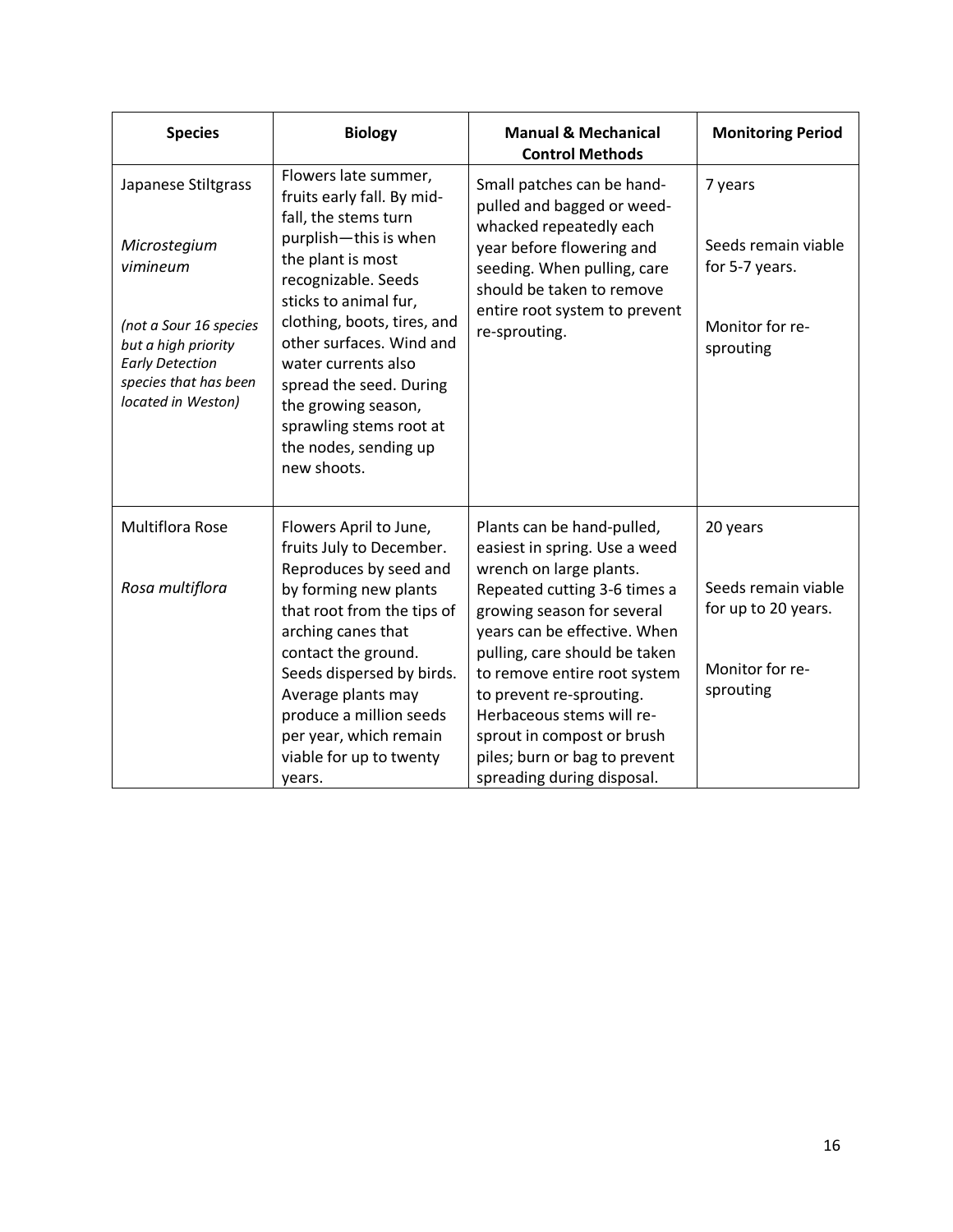| Species | Biology | Manual & Mechanical Control Methods | Monitoring Period |
|---|---|---|---|
| Japanese Stiltgrass<br><br>*Microstegium vimineum*<br><br>*(not a Sour 16 species but a high priority Early Detection species that has been located in Weston)* | Flowers late summer, fruits early fall. By mid-fall, the stems turn purplish—this is when the plant is most recognizable. Seeds sticks to animal fur, clothing, boots, tires, and other surfaces. Wind and water currents also spread the seed. During the growing season, sprawling stems root at the nodes, sending up new shoots. | Small patches can be hand-pulled and bagged or weed-whacked repeatedly each year before flowering and seeding. When pulling, care should be taken to remove entire root system to prevent re-sprouting. | 7 years<br><br>Seeds remain viable for 5-7 years.<br><br>Monitor for re-sprouting |
| Multiflora Rose<br><br>*Rosa multiflora* | Flowers April to June, fruits July to December. Reproduces by seed and by forming new plants that root from the tips of arching canes that contact the ground. Seeds dispersed by birds. Average plants may produce a million seeds per year, which remain viable for up to twenty years. | Plants can be hand-pulled, easiest in spring. Use a weed wrench on large plants. Repeated cutting 3-6 times a growing season for several years can be effective. When pulling, care should be taken to remove entire root system to prevent re-sprouting. Herbaceous stems will re-sprout in compost or brush piles; burn or bag to prevent spreading during disposal. | 20 years<br><br>Seeds remain viable for up to 20 years.<br><br>Monitor for re-sprouting |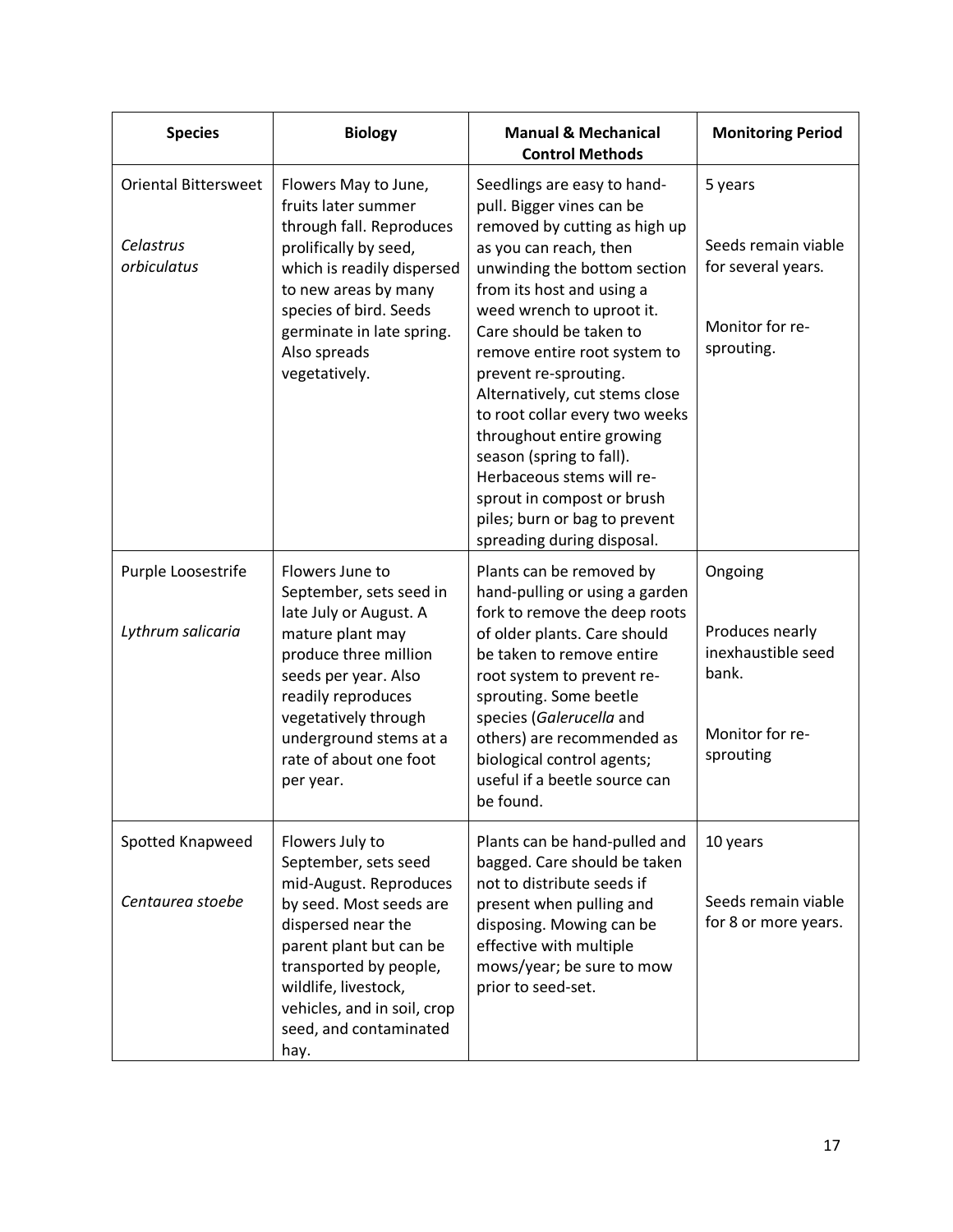| Species | Biology | Manual & Mechanical Control Methods | Monitoring Period |
|---|---|---|---|
| Oriental Bittersweet<br><br>*Celastrus orbiculatus* | Flowers May to June, fruits later summer through fall. Reproduces prolifically by seed, which is readily dispersed to new areas by many species of bird. Seeds germinate in late spring. Also spreads vegetatively. | Seedlings are easy to hand-pull. Bigger vines can be removed by cutting as high up as you can reach, then unwinding the bottom section from its host and using a weed wrench to uproot it. Care should be taken to remove entire root system to prevent re-sprouting. Alternatively, cut stems close to root collar every two weeks throughout entire growing season (spring to fall). Herbaceous stems will re-sprout in compost or brush piles; burn or bag to prevent spreading during disposal. | 5 years<br><br>Seeds remain viable for several years.<br><br>Monitor for re-sprouting. |
| Purple Loosestrife<br><br>*Lythrum salicaria* | Flowers June to September, sets seed in late July or August. A mature plant may produce three million seeds per year. Also readily reproduces vegetatively through underground stems at a rate of about one foot per year. | Plants can be removed by hand-pulling or using a garden fork to remove the deep roots of older plants. Care should be taken to remove entire root system to prevent re-sprouting. Some beetle species (*Galerucella* and others) are recommended as biological control agents; useful if a beetle source can be found. | Ongoing<br><br>Produces nearly inexhaustible seed bank.<br><br>Monitor for re-sprouting |
| Spotted Knapweed<br><br>*Centaurea stoebe* | Flowers July to September, sets seed mid-August. Reproduces by seed. Most seeds are dispersed near the parent plant but can be transported by people, wildlife, livestock, vehicles, and in soil, crop seed, and contaminated hay. | Plants can be hand-pulled and bagged. Care should be taken not to distribute seeds if present when pulling and disposing. Mowing can be effective with multiple mows/year; be sure to mow prior to seed-set. | 10 years<br><br>Seeds remain viable for 8 or more years. |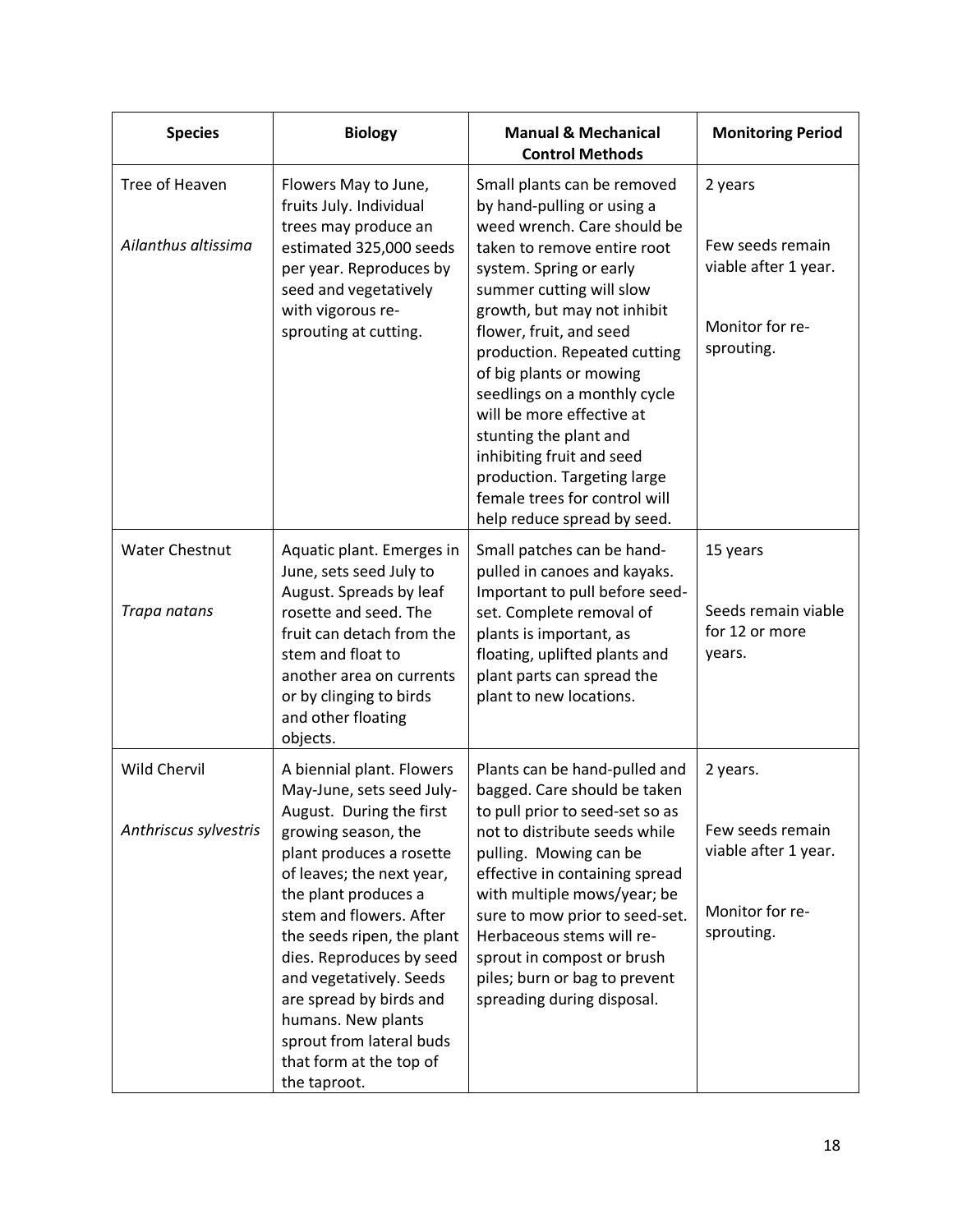| Species | Biology | Manual & Mechanical Control Methods | Monitoring Period |
| --- | --- | --- | --- |
| Tree of Heaven<br><br>*Ailanthus altissima* | Flowers May to June, fruits July. Individual trees may produce an estimated 325,000 seeds per year. Reproduces by seed and vegetatively with vigorous re-sprouting at cutting. | Small plants can be removed by hand-pulling or using a weed wrench. Care should be taken to remove entire root system. Spring or early summer cutting will slow growth, but may not inhibit flower, fruit, and seed production. Repeated cutting of big plants or mowing seedlings on a monthly cycle will be more effective at stunting the plant and inhibiting fruit and seed production. Targeting large female trees for control will help reduce spread by seed. | 2 years<br><br>Few seeds remain viable after 1 year.<br><br>Monitor for re-sprouting. |
| Water Chestnut<br><br>*Trapa natans* | Aquatic plant. Emerges in June, sets seed July to August. Spreads by leaf rosette and seed. The fruit can detach from the stem and float to another area on currents or by clinging to birds and other floating objects. | Small patches can be hand-pulled in canoes and kayaks. Important to pull before seed-set. Complete removal of plants is important, as floating, uplifted plants and plant parts can spread the plant to new locations. | 15 years<br><br>Seeds remain viable for 12 or more years. |
| Wild Chervil<br><br>*Anthriscus sylvestris* | A biennial plant. Flowers May-June, sets seed July-August. During the first growing season, the plant produces a rosette of leaves; the next year, the plant produces a stem and flowers. After the seeds ripen, the plant dies. Reproduces by seed and vegetatively. Seeds are spread by birds and humans. New plants sprout from lateral buds that form at the top of the taproot. | Plants can be hand-pulled and bagged. Care should be taken to pull prior to seed-set so as not to distribute seeds while pulling. Mowing can be effective in containing spread with multiple mows/year; be sure to mow prior to seed-set. Herbaceous stems will re-sprout in compost or brush piles; burn or bag to prevent spreading during disposal. | 2 years.<br><br>Few seeds remain viable after 1 year.<br><br>Monitor for re-sprouting. |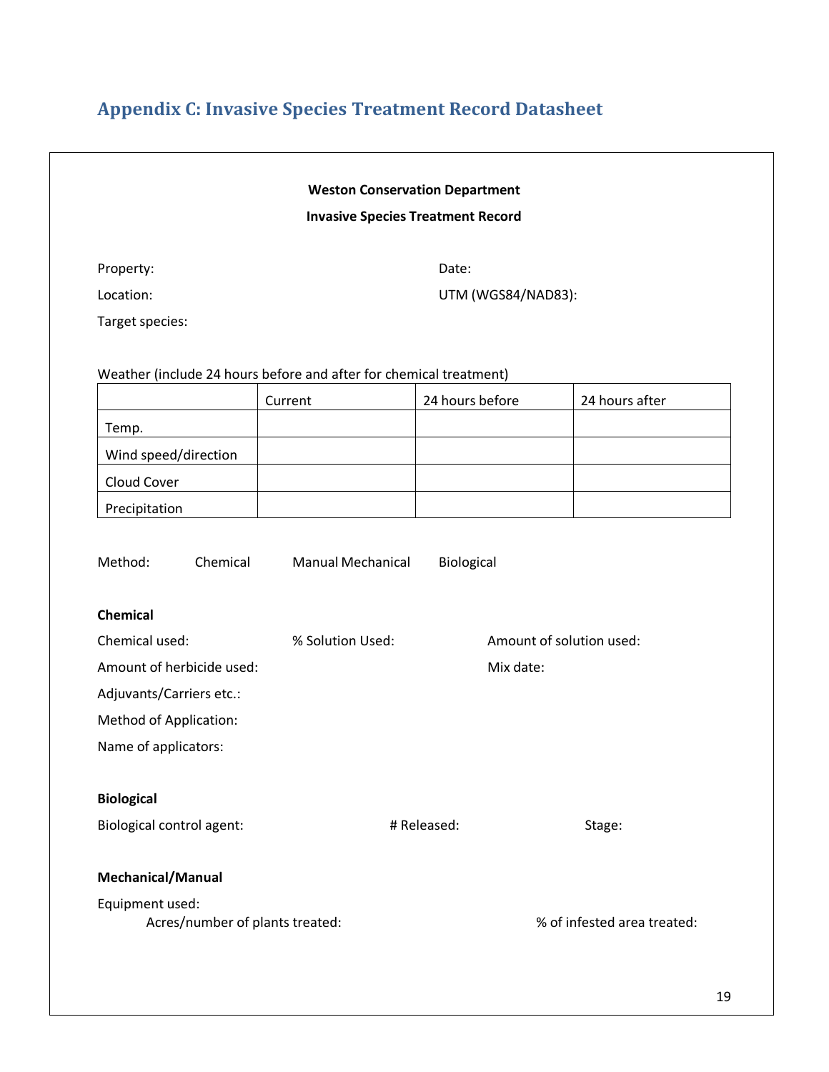## Appendix C: Invasive Species Treatment Record Datasheet

**Weston Conservation Department**

**Invasive Species Treatment Record**

Property:

Date:

Location:

UTM (WGS84/NAD83):

Target species:

Weather (include 24 hours before and after for chemical treatment)

| | Current | 24 hours before | 24 hours after |
|---|---|---|---|
| Temp. | | | |
| Wind speed/direction | | | |
| Cloud Cover | | | |
| Precipitation | | | |

Method: Chemical Manual Mechanical Biological

**Chemical**

Chemical used:

% Solution Used:

Amount of solution used:

Amount of herbicide used:

Mix date:

Adjuvants/Carriers etc.:

Method of Application:

Name of applicators:

**Biological**

Biological control agent:

# Released:

Stage:

**Mechanical/Manual**

Equipment used:

Acres/number of plants treated:

% of infested area treated: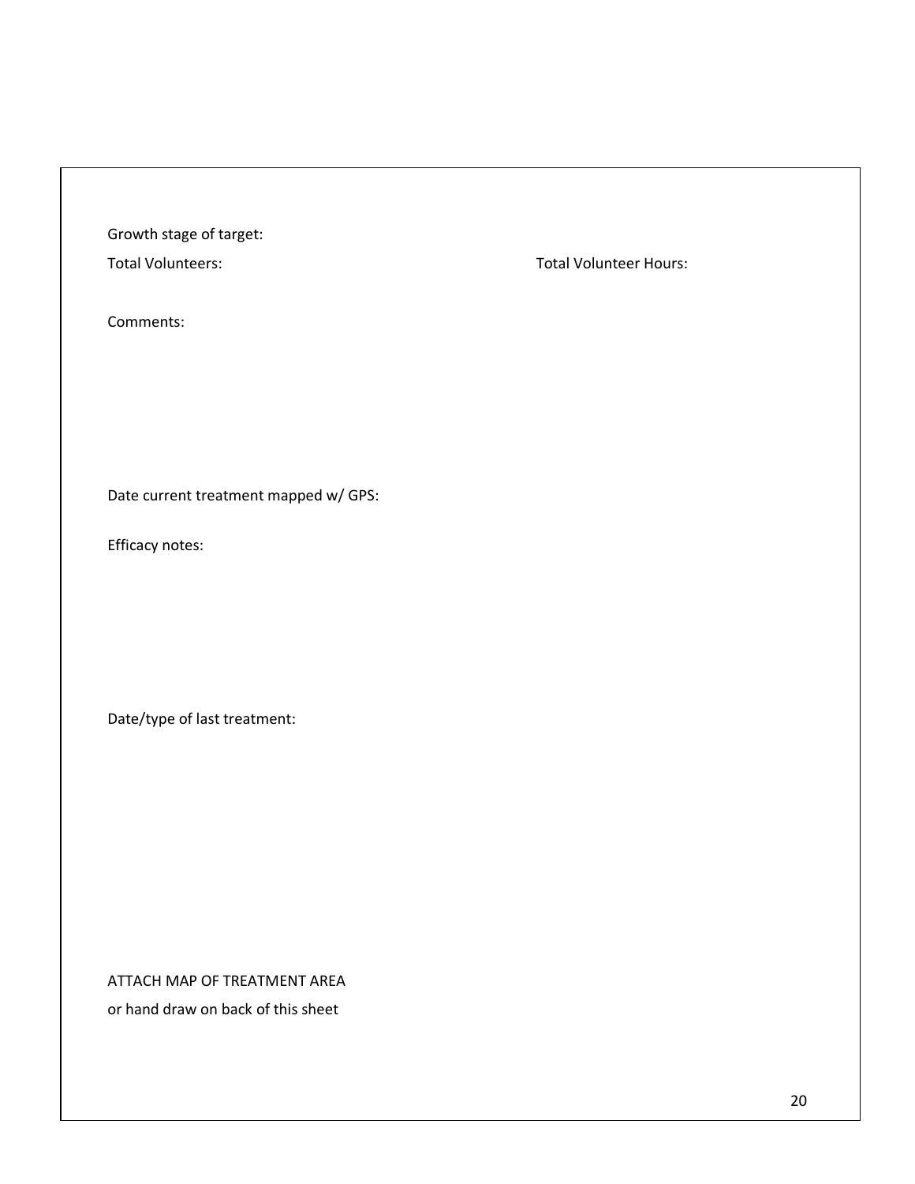Growth stage of target:

Total Volunteers: Total Volunteer Hours:

Comments:

Date current treatment mapped w/ GPS:

Efficacy notes:

Date/type of last treatment:

ATTACH MAP OF TREATMENT AREA

or hand draw on back of this sheet